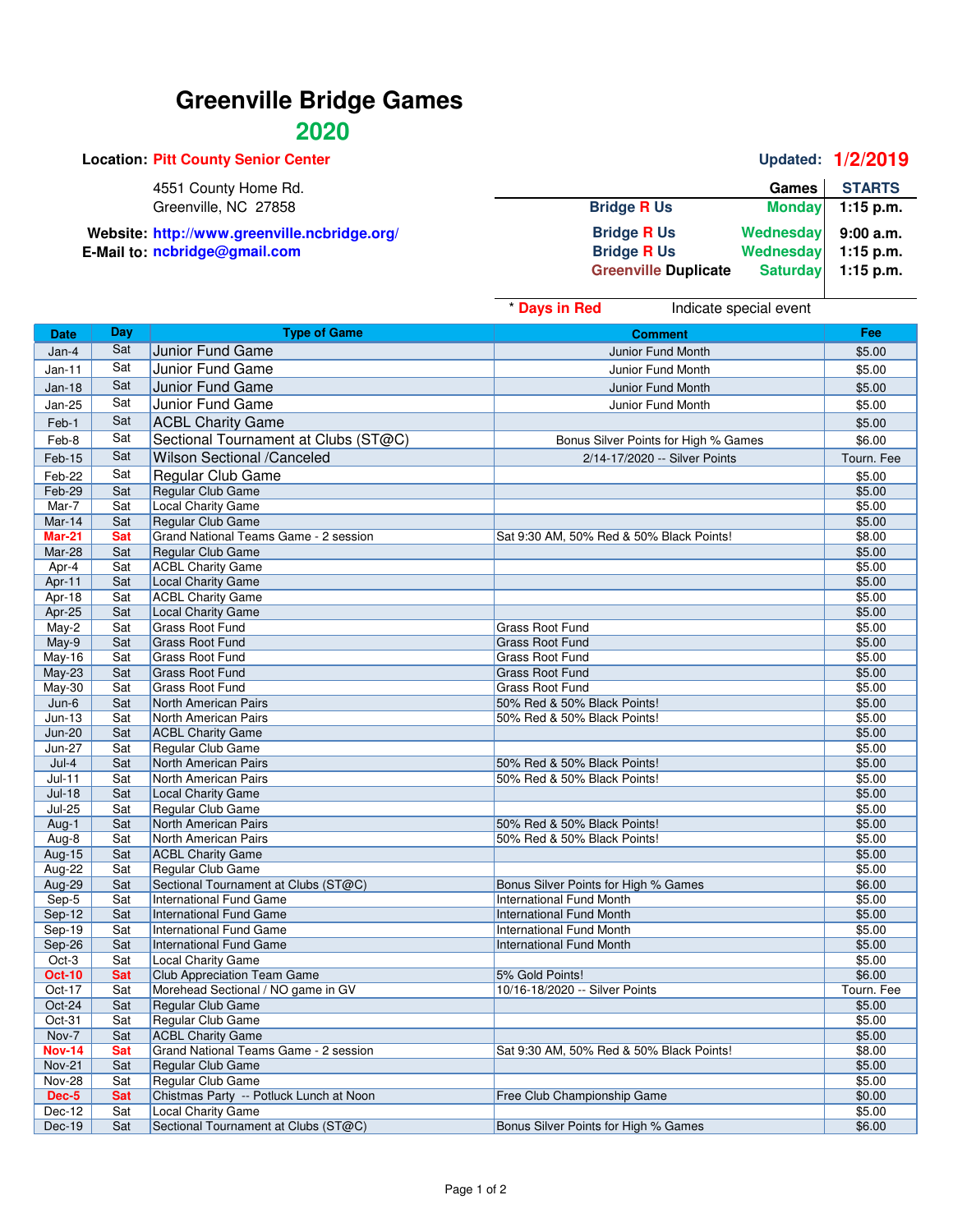# Greenville Bridge Games

## 2020

**Location:** Pitt County Senior Center

4551 County Home Rd.
Greenville, NC 27858

**Website:** http://www.greenville.ncbridge.org/
**E-Mail to:** ncbridge@gmail.com

**Updated:** 1/2/2019

| | Games | STARTS |
|---|---|---|
| Bridge R Us | Monday | 1:15 p.m. |
| Bridge R Us | Wednesday | 9:00 a.m. |
| Bridge R Us | Wednesday | 1:15 p.m. |
| Greenville Duplicate | Saturday | 1:15 p.m. |

\* **Days in Red** Indicate special event

| Date | Day | Type of Game | Comment | Fee |
|---|---|---|---|---|
| Jan-4 | Sat | Junior Fund Game | Junior Fund Month | $5.00 |
| Jan-11 | Sat | Junior Fund Game | Junior Fund Month | $5.00 |
| Jan-18 | Sat | Junior Fund Game | Junior Fund Month | $5.00 |
| Jan-25 | Sat | Junior Fund Game | Junior Fund Month | $5.00 |
| Feb-1 | Sat | ACBL Charity Game | | $5.00 |
| Feb-8 | Sat | Sectional Tournament at Clubs (ST@C) | Bonus Silver Points for High % Games | $6.00 |
| Feb-15 | Sat | Wilson Sectional /Canceled | 2/14-17/2020 -- Silver Points | Tourn. Fee |
| Feb-22 | Sat | Regular Club Game | | $5.00 |
| Feb-29 | Sat | Regular Club Game | | $5.00 |
| Mar-7 | Sat | Local Charity Game | | $5.00 |
| Mar-14 | Sat | Regular Club Game | | $5.00 |
| **Mar-21** | **Sat** | Grand National Teams Game - 2 session | Sat 9:30 AM, 50% Red & 50% Black Points! | $8.00 |
| Mar-28 | Sat | Regular Club Game | | $5.00 |
| Apr-4 | Sat | ACBL Charity Game | | $5.00 |
| Apr-11 | Sat | Local Charity Game | | $5.00 |
| Apr-18 | Sat | ACBL Charity Game | | $5.00 |
| Apr-25 | Sat | Local Charity Game | | $5.00 |
| May-2 | Sat | Grass Root Fund | Grass Root Fund | $5.00 |
| May-9 | Sat | Grass Root Fund | Grass Root Fund | $5.00 |
| May-16 | Sat | Grass Root Fund | Grass Root Fund | $5.00 |
| May-23 | Sat | Grass Root Fund | Grass Root Fund | $5.00 |
| May-30 | Sat | Grass Root Fund | Grass Root Fund | $5.00 |
| Jun-6 | Sat | North American Pairs | 50% Red & 50% Black Points! | $5.00 |
| Jun-13 | Sat | North American Pairs | 50% Red & 50% Black Points! | $5.00 |
| Jun-20 | Sat | ACBL Charity Game | | $5.00 |
| Jun-27 | Sat | Regular Club Game | | $5.00 |
| Jul-4 | Sat | North American Pairs | 50% Red & 50% Black Points! | $5.00 |
| Jul-11 | Sat | North American Pairs | 50% Red & 50% Black Points! | $5.00 |
| Jul-18 | Sat | Local Charity Game | | $5.00 |
| Jul-25 | Sat | Regular Club Game | | $5.00 |
| Aug-1 | Sat | North American Pairs | 50% Red & 50% Black Points! | $5.00 |
| Aug-8 | Sat | North American Pairs | 50% Red & 50% Black Points! | $5.00 |
| Aug-15 | Sat | ACBL Charity Game | | $5.00 |
| Aug-22 | Sat | Regular Club Game | | $5.00 |
| Aug-29 | Sat | Sectional Tournament at Clubs (ST@C) | Bonus Silver Points for High % Games | $6.00 |
| Sep-5 | Sat | International Fund Game | International Fund Month | $5.00 |
| Sep-12 | Sat | International Fund Game | International Fund Month | $5.00 |
| Sep-19 | Sat | International Fund Game | International Fund Month | $5.00 |
| Sep-26 | Sat | International Fund Game | International Fund Month | $5.00 |
| Oct-3 | Sat | Local Charity Game | | $5.00 |
| **Oct-10** | **Sat** | Club Appreciation Team Game | 5% Gold Points! | $6.00 |
| Oct-17 | Sat | Morehead Sectional / NO game in GV | 10/16-18/2020 -- Silver Points | Tourn. Fee |
| Oct-24 | Sat | Regular Club Game | | $5.00 |
| Oct-31 | Sat | Regular Club Game | | $5.00 |
| Nov-7 | Sat | ACBL Charity Game | | $5.00 |
| **Nov-14** | **Sat** | Grand National Teams Game - 2 session | Sat 9:30 AM, 50% Red & 50% Black Points! | $8.00 |
| Nov-21 | Sat | Regular Club Game | | $5.00 |
| Nov-28 | Sat | Regular Club Game | | $5.00 |
| **Dec-5** | **Sat** | Chistmas Party -- Potluck Lunch at Noon | Free Club Championship Game | $0.00 |
| Dec-12 | Sat | Local Charity Game | | $5.00 |
| Dec-19 | Sat | Sectional Tournament at Clubs (ST@C) | Bonus Silver Points for High % Games | $6.00 |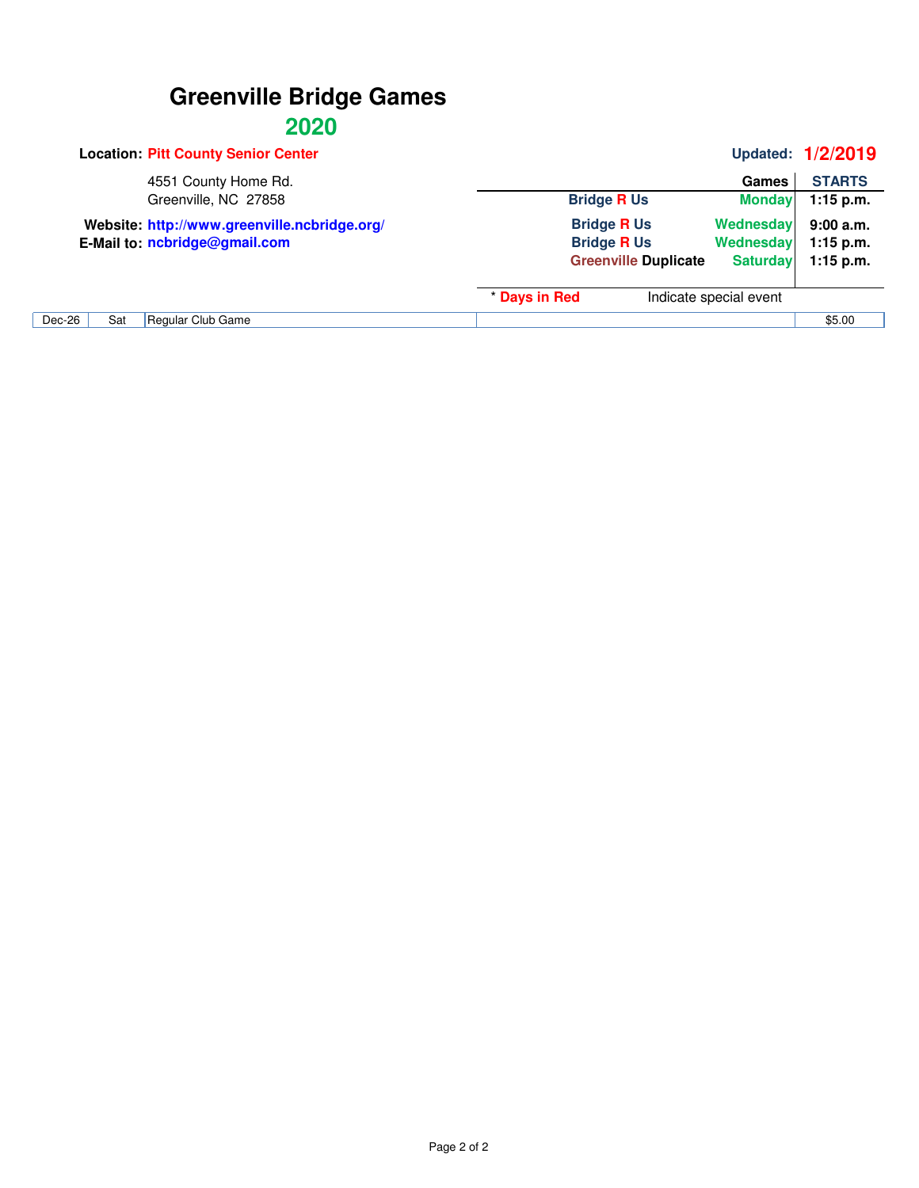# Greenville Bridge Games

## 2020

**Location:** **Pitt County Senior Center**

4551 County Home Rd.
Greenville, NC 27858

**Website:** **http://www.greenville.ncbridge.org/**
**E-Mail to:** **ncbridge@gmail.com**

**Updated:** **1/2/2019**

| | Games | STARTS |
|---|---|---|
| **Bridge R Us** | **Monday** | **1:15 p.m.** |
| **Bridge R Us** | **Wednesday** | **9:00 a.m.** |
| **Bridge R Us** | **Wednesday** | **1:15 p.m.** |
| **Greenville Duplicate** | **Saturday** | **1:15 p.m.** |

* **Days in Red** Indicate special event

| | | | | |
|---|---|---|---|---|
| Dec-26 | Sat | Regular Club Game | | $5.00 |